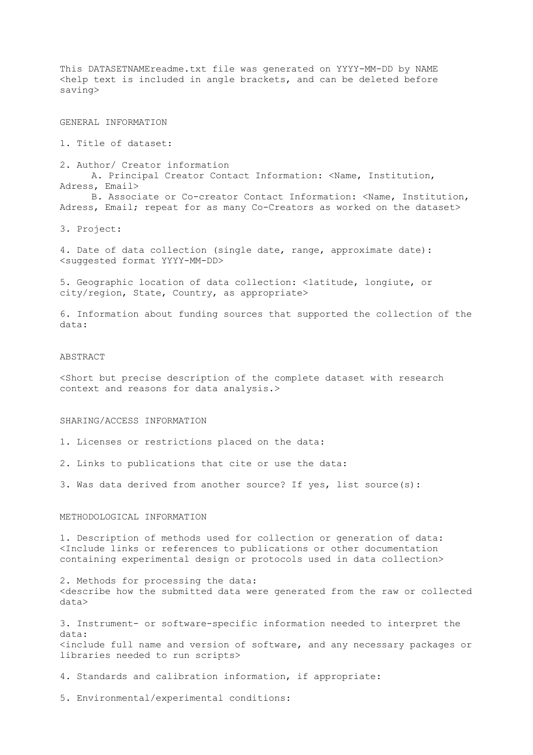This DATASETNAMEreadme.txt file was generated on YYYY-MM-DD by NAME
<help text is included in angle brackets, and can be deleted before saving>

## GENERAL INFORMATION

1. Title of dataset:

2. Author/ Creator information
   A. Principal Creator Contact Information: <Name, Institution, Adress, Email>
   B. Associate or Co-creator Contact Information: <Name, Institution, Adress, Email; repeat for as many Co-Creators as worked on the dataset>

3. Project:

4. Date of data collection (single date, range, approximate date): <suggested format YYYY-MM-DD>

5. Geographic location of data collection: <latitude, longiute, or city/region, State, Country, as appropriate>

6. Information about funding sources that supported the collection of the data:

## ABSTRACT

<Short but precise description of the complete dataset with research context and reasons for data analysis.>

## SHARING/ACCESS INFORMATION

1. Licenses or restrictions placed on the data:

2. Links to publications that cite or use the data:

3. Was data derived from another source? If yes, list source(s):

## METHODOLOGICAL INFORMATION

1. Description of methods used for collection or generation of data: <Include links or references to publications or other documentation containing experimental design or protocols used in data collection>

2. Methods for processing the data:
<describe how the submitted data were generated from the raw or collected data>

3. Instrument- or software-specific information needed to interpret the data:
<include full name and version of software, and any necessary packages or libraries needed to run scripts>

4. Standards and calibration information, if appropriate:

5. Environmental/experimental conditions: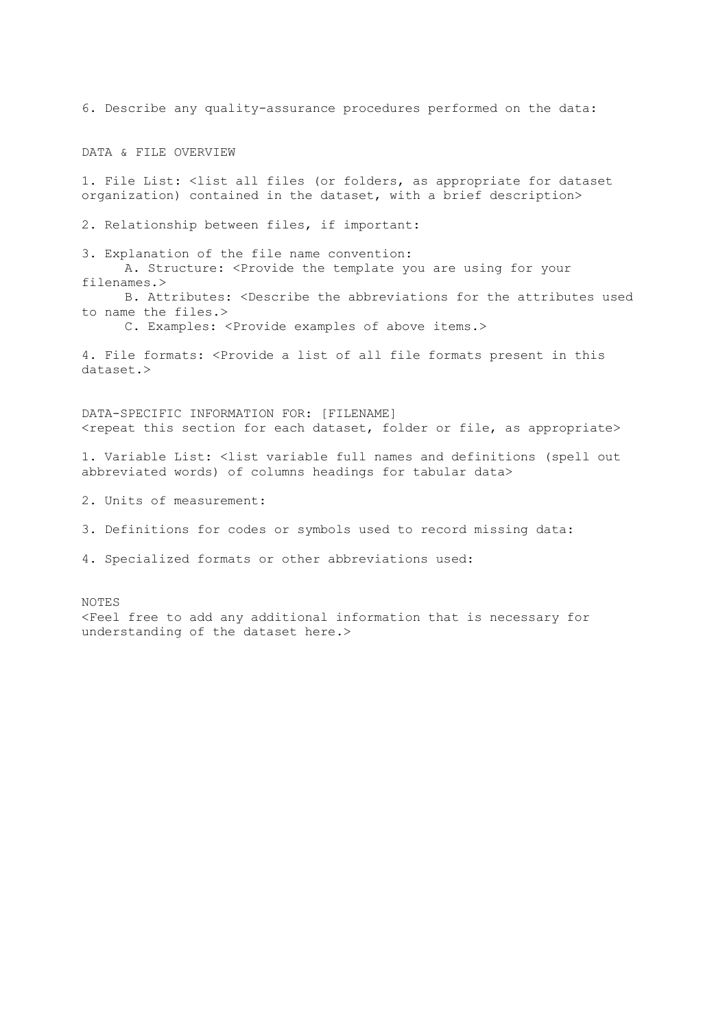6. Describe any quality-assurance procedures performed on the data:

## DATA & FILE OVERVIEW

1. File List: <list all files (or folders, as appropriate for dataset organization) contained in the dataset, with a brief description>

2. Relationship between files, if important:

3. Explanation of the file name convention:
   - A. Structure: <Provide the template you are using for your filenames.>
   - B. Attributes: <Describe the abbreviations for the attributes used to name the files.>
   - C. Examples: <Provide examples of above items.>

4. File formats: <Provide a list of all file formats present in this dataset.>

## DATA-SPECIFIC INFORMATION FOR: [FILENAME]

<repeat this section for each dataset, folder or file, as appropriate>

1. Variable List: <list variable full names and definitions (spell out abbreviated words) of columns headings for tabular data>

2. Units of measurement:

3. Definitions for codes or symbols used to record missing data:

4. Specialized formats or other abbreviations used:

## NOTES

<Feel free to add any additional information that is necessary for understanding of the dataset here.>